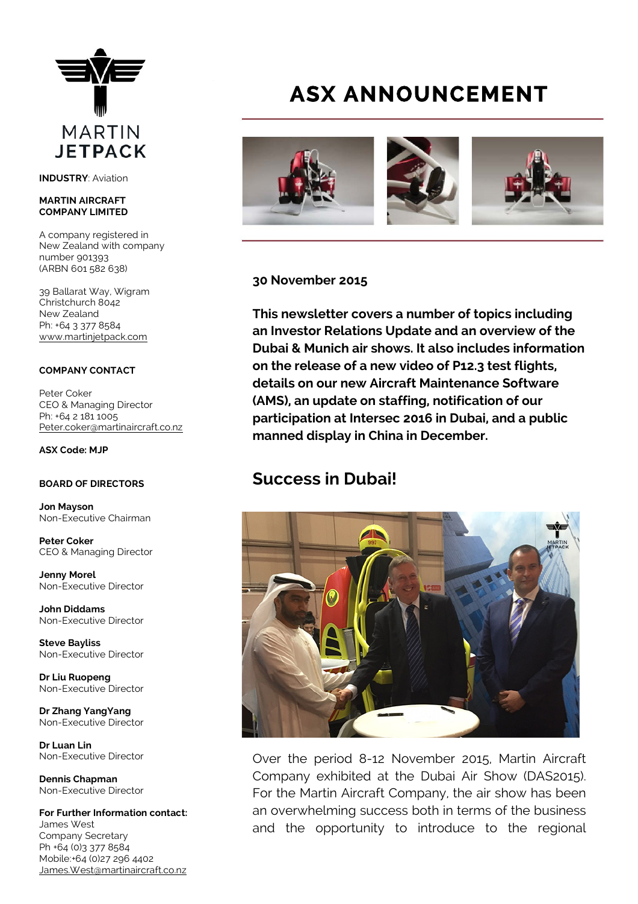MARTIN JETPACK

**INDUSTRY**: Aviation

**MARTIN AIRCRAFT COMPANY LIMITED**

A company registered in New Zealand with company number 901393 (ARBN 601 582 638)

39 Ballarat Way, Wigram
Christchurch 8042
New Zealand
Ph: +64 3 377 8584
www.martinjetpack.com

**COMPANY CONTACT**

Peter Coker
CEO & Managing Director
Ph: +64 2 181 1005
Peter.coker@martinaircraft.co.nz

**ASX Code: MJP**

**BOARD OF DIRECTORS**

**Jon Mayson**
Non-Executive Chairman

**Peter Coker**
CEO & Managing Director

**Jenny Morel**
Non-Executive Director

**John Diddams**
Non-Executive Director

**Steve Bayliss**
Non-Executive Director

**Dr Liu Ruopeng**
Non-Executive Director

**Dr Zhang YangYang**
Non-Executive Director

**Dr Luan Lin**
Non-Executive Director

**Dennis Chapman**
Non-Executive Director

**For Further Information contact:**
James West
Company Secretary
Ph +64 (0)3 377 8584
Mobile:+64 (0)27 296 4402
James.West@martinaircraft.co.nz

# ASX ANNOUNCEMENT

**30 November 2015**

**This newsletter covers a number of topics including an Investor Relations Update and an overview of the Dubai & Munich air shows. It also includes information on the release of a new video of P12.3 test flights, details on our new Aircraft Maintenance Software (AMS), an update on staffing, notification of our participation at Intersec 2016 in Dubai, and a public manned display in China in December.**

## Success in Dubai!

Over the period 8-12 November 2015, Martin Aircraft Company exhibited at the Dubai Air Show (DAS2015). For the Martin Aircraft Company, the air show has been an overwhelming success both in terms of the business and the opportunity to introduce to the regional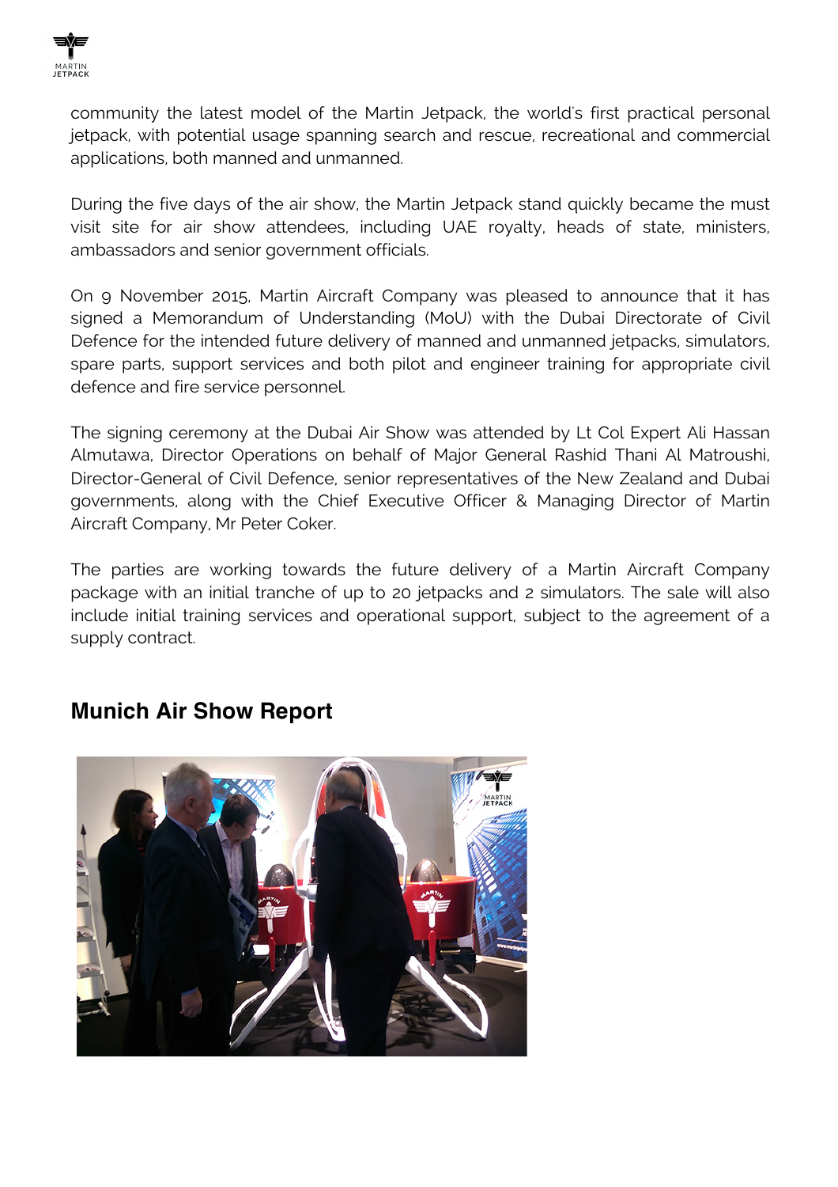community the latest model of the Martin Jetpack, the world's first practical personal jetpack, with potential usage spanning search and rescue, recreational and commercial applications, both manned and unmanned.

During the five days of the air show, the Martin Jetpack stand quickly became the must visit site for air show attendees, including UAE royalty, heads of state, ministers, ambassadors and senior government officials.

On 9 November 2015, Martin Aircraft Company was pleased to announce that it has signed a Memorandum of Understanding (MoU) with the Dubai Directorate of Civil Defence for the intended future delivery of manned and unmanned jetpacks, simulators, spare parts, support services and both pilot and engineer training for appropriate civil defence and fire service personnel.

The signing ceremony at the Dubai Air Show was attended by Lt Col Expert Ali Hassan Almutawa, Director Operations on behalf of Major General Rashid Thani Al Matroushi, Director-General of Civil Defence, senior representatives of the New Zealand and Dubai governments, along with the Chief Executive Officer & Managing Director of Martin Aircraft Company, Mr Peter Coker.

The parties are working towards the future delivery of a Martin Aircraft Company package with an initial tranche of up to 20 jetpacks and 2 simulators. The sale will also include initial training services and operational support, subject to the agreement of a supply contract.

## Munich Air Show Report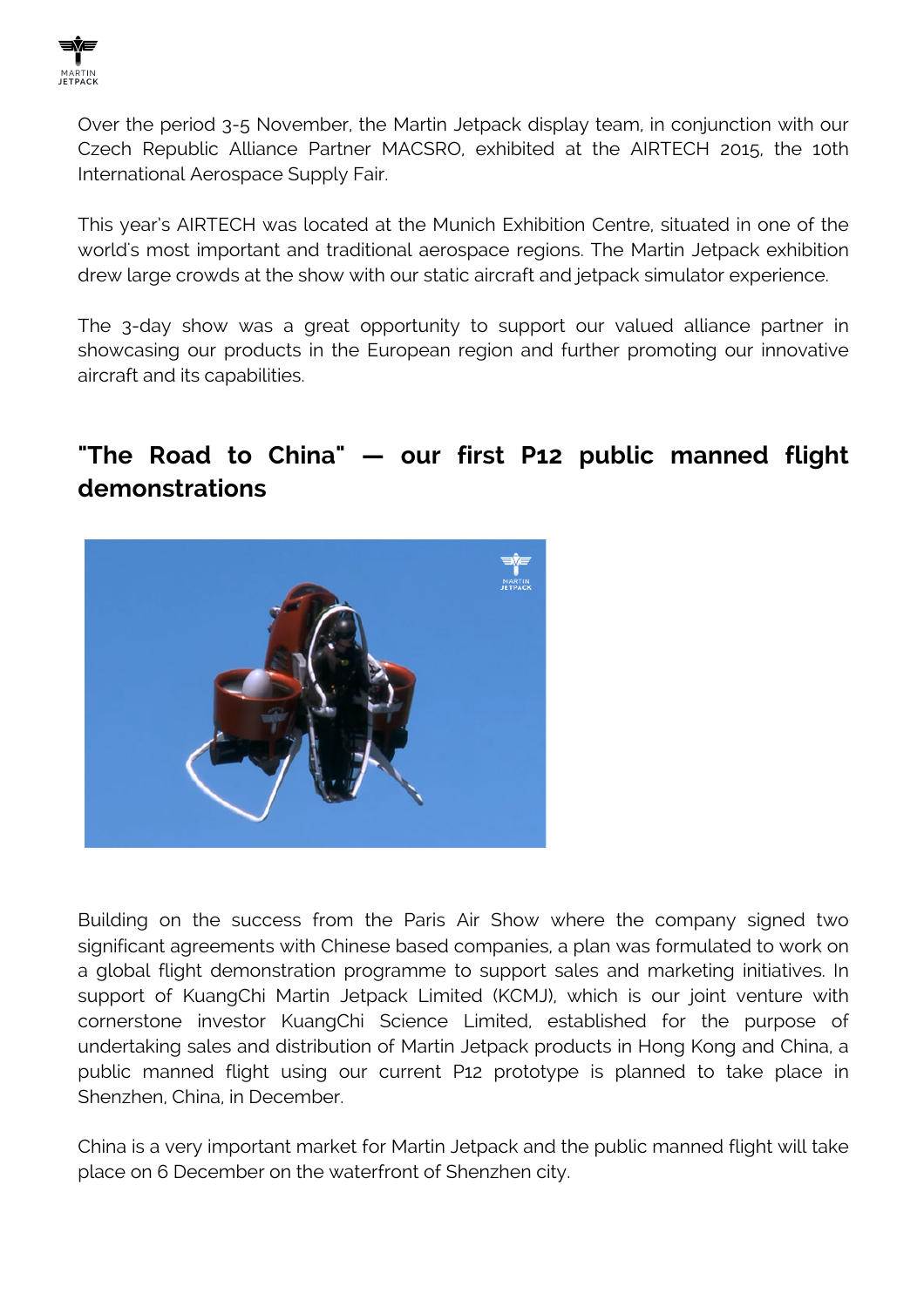Over the period 3-5 November, the Martin Jetpack display team, in conjunction with our Czech Republic Alliance Partner MACSRO, exhibited at the AIRTECH 2015, the 10th International Aerospace Supply Fair.

This year's AIRTECH was located at the Munich Exhibition Centre, situated in one of the world's most important and traditional aerospace regions. The Martin Jetpack exhibition drew large crowds at the show with our static aircraft and jetpack simulator experience.

The 3-day show was a great opportunity to support our valued alliance partner in showcasing our products in the European region and further promoting our innovative aircraft and its capabilities.

## "The Road to China" — our first P12 public manned flight demonstrations

Building on the success from the Paris Air Show where the company signed two significant agreements with Chinese based companies, a plan was formulated to work on a global flight demonstration programme to support sales and marketing initiatives. In support of KuangChi Martin Jetpack Limited (KCMJ), which is our joint venture with cornerstone investor KuangChi Science Limited, established for the purpose of undertaking sales and distribution of Martin Jetpack products in Hong Kong and China, a public manned flight using our current P12 prototype is planned to take place in Shenzhen, China, in December.

China is a very important market for Martin Jetpack and the public manned flight will take place on 6 December on the waterfront of Shenzhen city.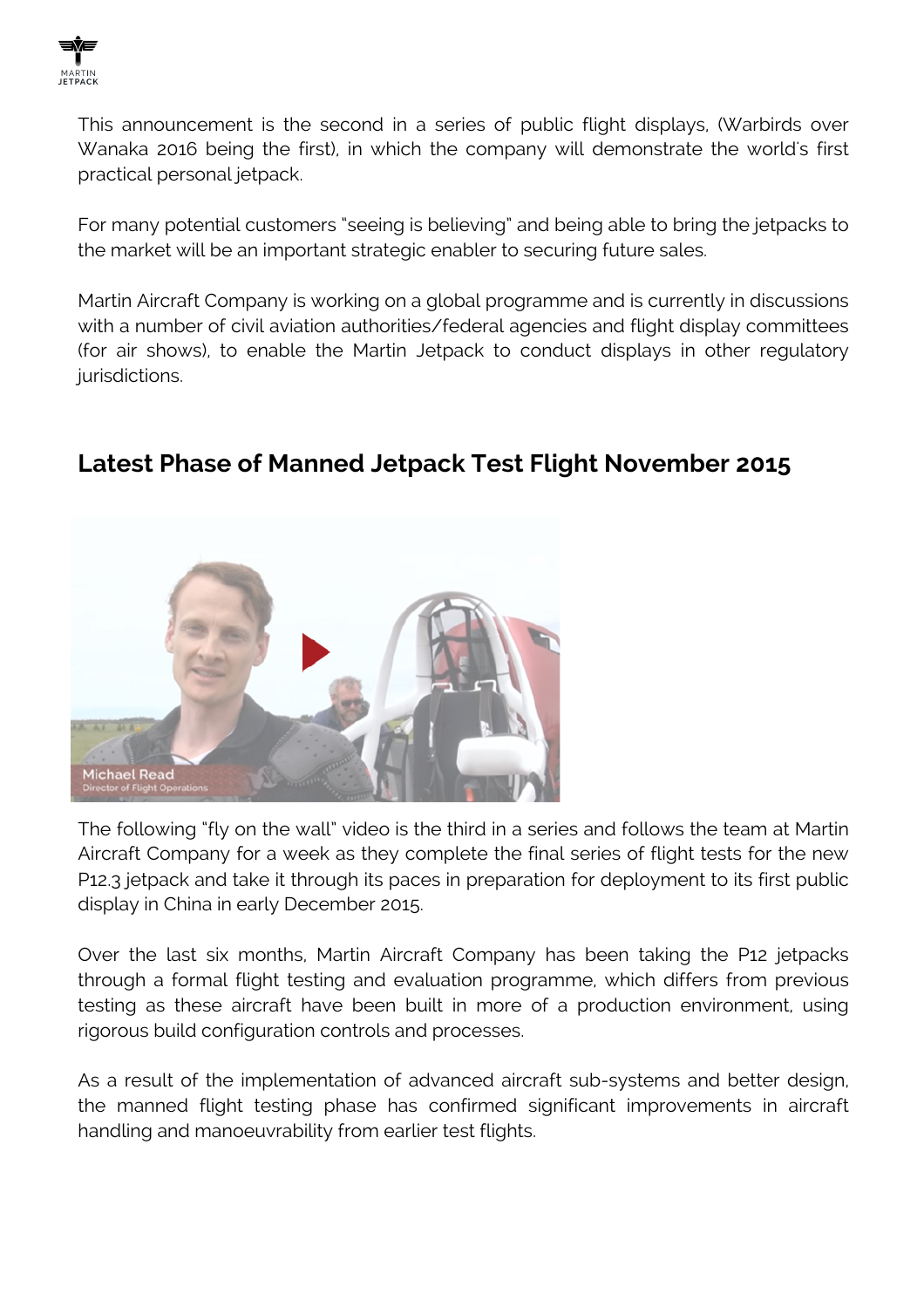This announcement is the second in a series of public flight displays, (Warbirds over Wanaka 2016 being the first), in which the company will demonstrate the world's first practical personal jetpack.

For many potential customers "seeing is believing" and being able to bring the jetpacks to the market will be an important strategic enabler to securing future sales.

Martin Aircraft Company is working on a global programme and is currently in discussions with a number of civil aviation authorities/federal agencies and flight display committees (for air shows), to enable the Martin Jetpack to conduct displays in other regulatory jurisdictions.

## Latest Phase of Manned Jetpack Test Flight November 2015

The following "fly on the wall" video is the third in a series and follows the team at Martin Aircraft Company for a week as they complete the final series of flight tests for the new P12.3 jetpack and take it through its paces in preparation for deployment to its first public display in China in early December 2015.

Over the last six months, Martin Aircraft Company has been taking the P12 jetpacks through a formal flight testing and evaluation programme, which differs from previous testing as these aircraft have been built in more of a production environment, using rigorous build configuration controls and processes.

As a result of the implementation of advanced aircraft sub-systems and better design, the manned flight testing phase has confirmed significant improvements in aircraft handling and manoeuvrability from earlier test flights.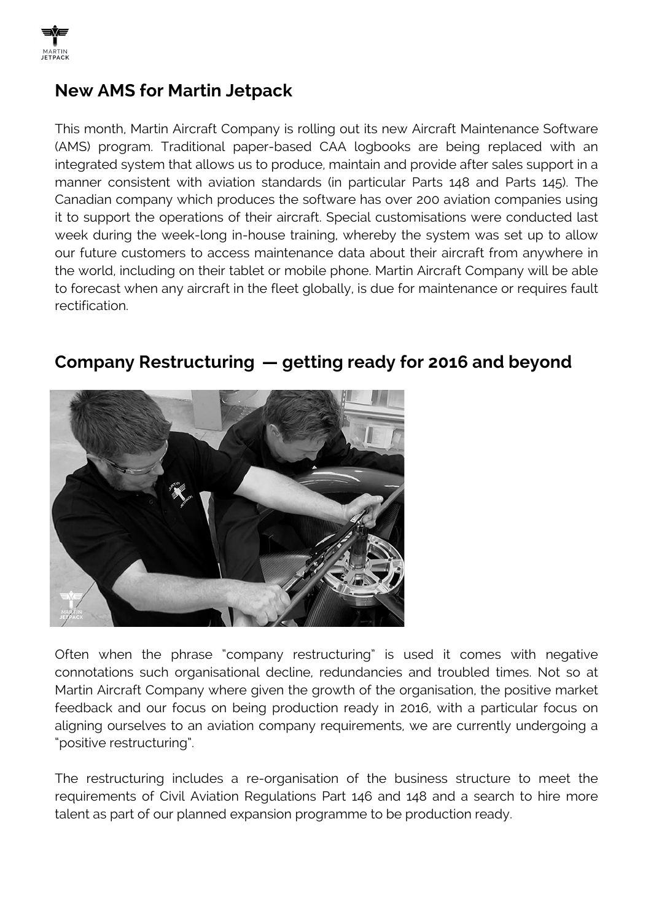## New AMS for Martin Jetpack

This month, Martin Aircraft Company is rolling out its new Aircraft Maintenance Software (AMS) program. Traditional paper-based CAA logbooks are being replaced with an integrated system that allows us to produce, maintain and provide after sales support in a manner consistent with aviation standards (in particular Parts 148 and Parts 145). The Canadian company which produces the software has over 200 aviation companies using it to support the operations of their aircraft. Special customisations were conducted last week during the week-long in-house training, whereby the system was set up to allow our future customers to access maintenance data about their aircraft from anywhere in the world, including on their tablet or mobile phone. Martin Aircraft Company will be able to forecast when any aircraft in the fleet globally, is due for maintenance or requires fault rectification.

## Company Restructuring — getting ready for 2016 and beyond

Often when the phrase "company restructuring" is used it comes with negative connotations such organisational decline, redundancies and troubled times. Not so at Martin Aircraft Company where given the growth of the organisation, the positive market feedback and our focus on being production ready in 2016, with a particular focus on aligning ourselves to an aviation company requirements, we are currently undergoing a "positive restructuring".

The restructuring includes a re-organisation of the business structure to meet the requirements of Civil Aviation Regulations Part 146 and 148 and a search to hire more talent as part of our planned expansion programme to be production ready.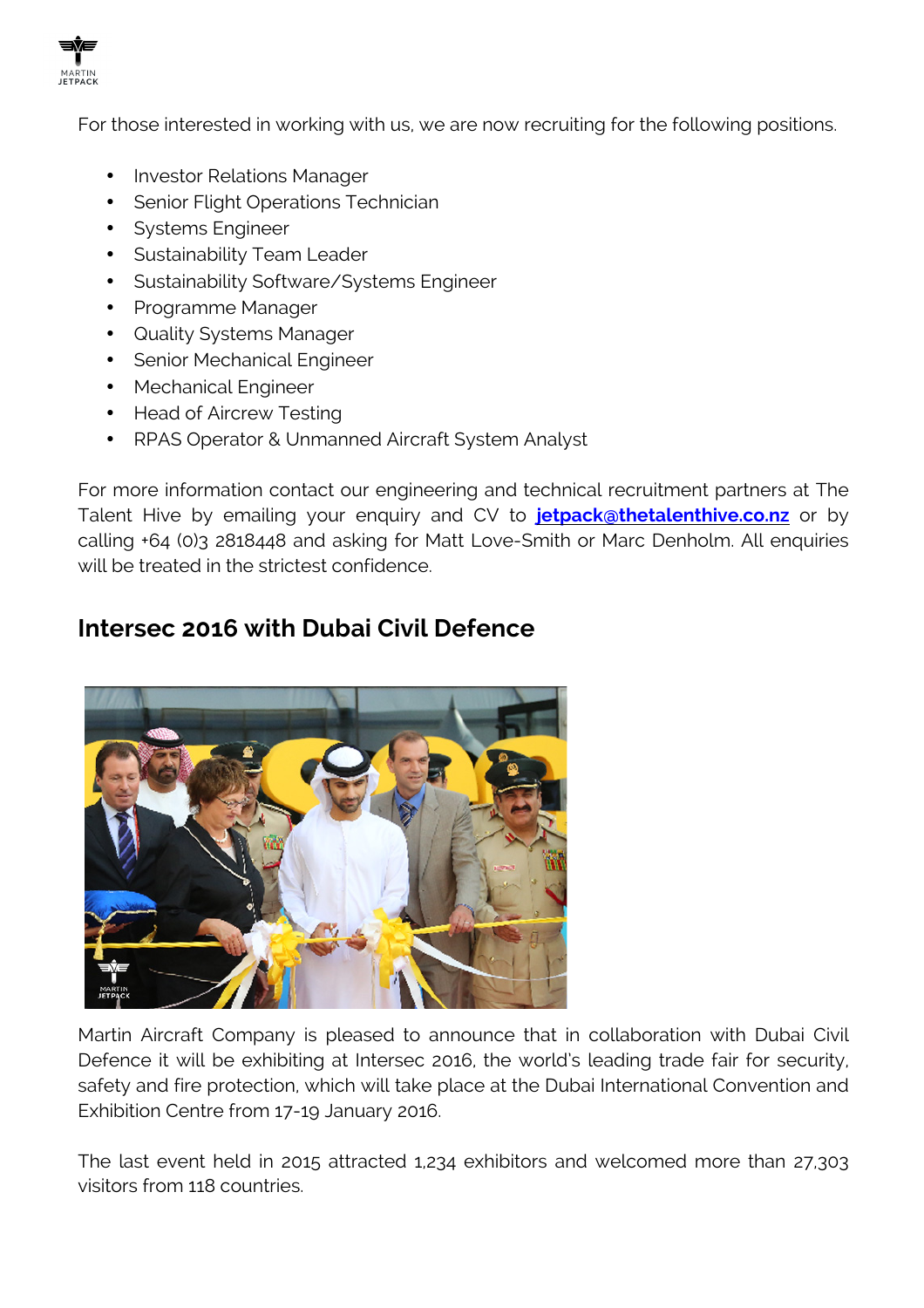For those interested in working with us, we are now recruiting for the following positions.

- Investor Relations Manager
- Senior Flight Operations Technician
- Systems Engineer
- Sustainability Team Leader
- Sustainability Software/Systems Engineer
- Programme Manager
- Quality Systems Manager
- Senior Mechanical Engineer
- Mechanical Engineer
- Head of Aircrew Testing
- RPAS Operator & Unmanned Aircraft System Analyst

For more information contact our engineering and technical recruitment partners at The Talent Hive by emailing your enquiry and CV to **jetpack@thetalenthive.co.nz** or by calling +64 (0)3 2818448 and asking for Matt Love-Smith or Marc Denholm. All enquiries will be treated in the strictest confidence.

## Intersec 2016 with Dubai Civil Defence

Martin Aircraft Company is pleased to announce that in collaboration with Dubai Civil Defence it will be exhibiting at Intersec 2016, the world's leading trade fair for security, safety and fire protection, which will take place at the Dubai International Convention and Exhibition Centre from 17-19 January 2016.

The last event held in 2015 attracted 1,234 exhibitors and welcomed more than 27,303 visitors from 118 countries.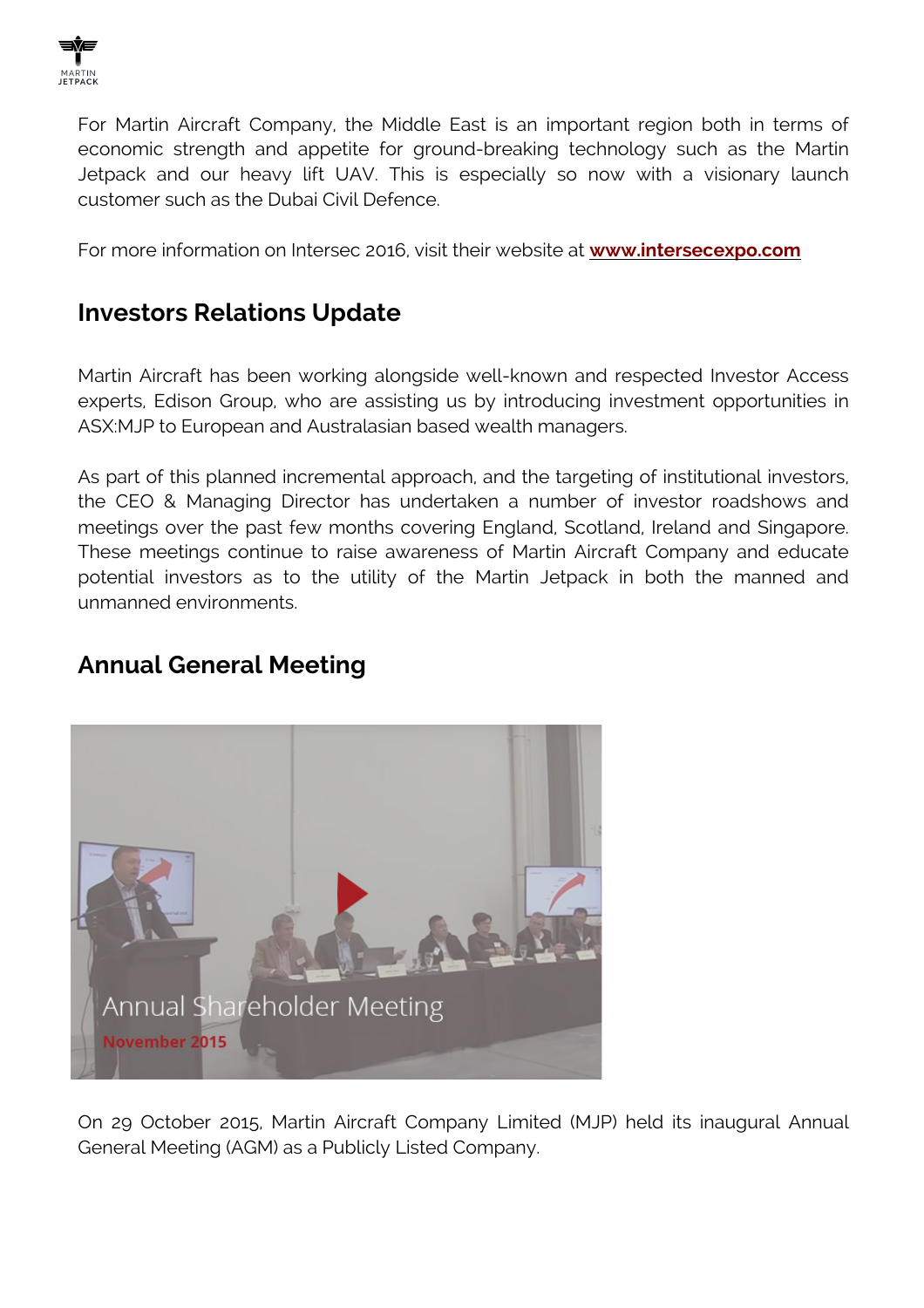For Martin Aircraft Company, the Middle East is an important region both in terms of economic strength and appetite for ground-breaking technology such as the Martin Jetpack and our heavy lift UAV. This is especially so now with a visionary launch customer such as the Dubai Civil Defence.

For more information on Intersec 2016, visit their website at **www.intersecexpo.com**

## Investors Relations Update

Martin Aircraft has been working alongside well-known and respected Investor Access experts, Edison Group, who are assisting us by introducing investment opportunities in ASX:MJP to European and Australasian based wealth managers.

As part of this planned incremental approach, and the targeting of institutional investors, the CEO & Managing Director has undertaken a number of investor roadshows and meetings over the past few months covering England, Scotland, Ireland and Singapore. These meetings continue to raise awareness of Martin Aircraft Company and educate potential investors as to the utility of the Martin Jetpack in both the manned and unmanned environments.

## Annual General Meeting

Annual Shareholder Meeting

November 2015

On 29 October 2015, Martin Aircraft Company Limited (MJP) held its inaugural Annual General Meeting (AGM) as a Publicly Listed Company.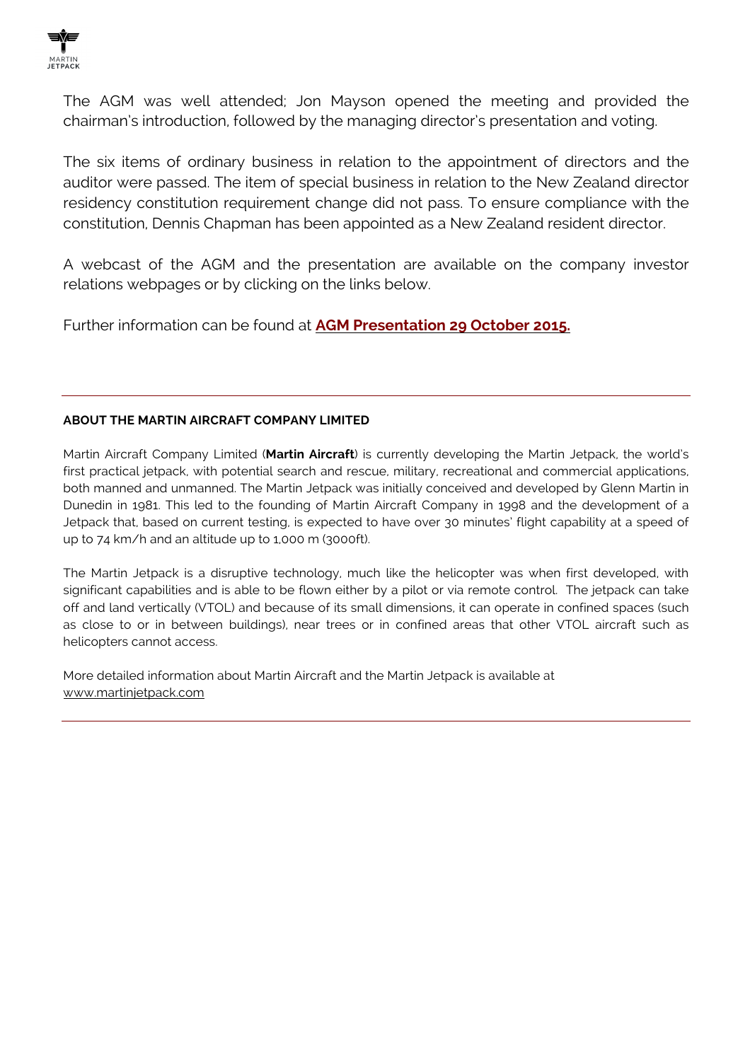The AGM was well attended; Jon Mayson opened the meeting and provided the chairman's introduction, followed by the managing director's presentation and voting.

The six items of ordinary business in relation to the appointment of directors and the auditor were passed. The item of special business in relation to the New Zealand director residency constitution requirement change did not pass. To ensure compliance with the constitution, Dennis Chapman has been appointed as a New Zealand resident director.

A webcast of the AGM and the presentation are available on the company investor relations webpages or by clicking on the links below.

Further information can be found at **AGM Presentation 29 October 2015.**

---

**ABOUT THE MARTIN AIRCRAFT COMPANY LIMITED**

Martin Aircraft Company Limited (**Martin Aircraft**) is currently developing the Martin Jetpack, the world's first practical jetpack, with potential search and rescue, military, recreational and commercial applications, both manned and unmanned. The Martin Jetpack was initially conceived and developed by Glenn Martin in Dunedin in 1981. This led to the founding of Martin Aircraft Company in 1998 and the development of a Jetpack that, based on current testing, is expected to have over 30 minutes' flight capability at a speed of up to 74 km/h and an altitude up to 1,000 m (3000ft).

The Martin Jetpack is a disruptive technology, much like the helicopter was when first developed, with significant capabilities and is able to be flown either by a pilot or via remote control. The jetpack can take off and land vertically (VTOL) and because of its small dimensions, it can operate in confined spaces (such as close to or in between buildings), near trees or in confined areas that other VTOL aircraft such as helicopters cannot access.

More detailed information about Martin Aircraft and the Martin Jetpack is available at www.martinjetpack.com

---